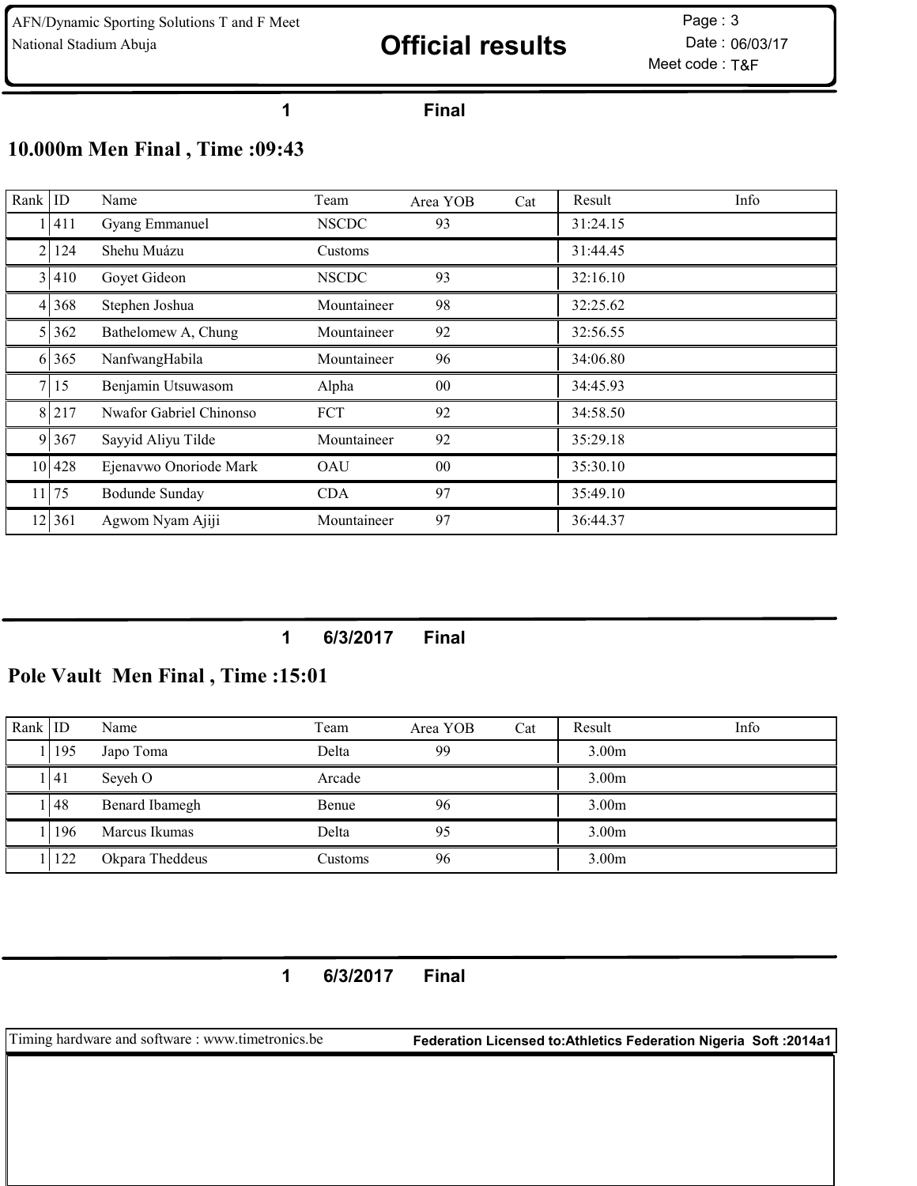AFN/Dynamic Sporting Solutions T and F Meet
National Stadium Abuja

# Official results

Page : 3
Date : 06/03/17
Meet code : T&F

1 Final

## 10.000m Men Final , Time :09:43

| Rank | ID | Name | Team | Area YOB | Cat | Result | Info |
|---|---|---|---|---|---|---|---|
| 1 | 411 | Gyang Emmanuel | NSCDC | 93 | | 31:24.15 | |
| 2 | 124 | Shehu Muázu | Customs | | | 31:44.45 | |
| 3 | 410 | Goyet Gideon | NSCDC | 93 | | 32:16.10 | |
| 4 | 368 | Stephen Joshua | Mountaineer | 98 | | 32:25.62 | |
| 5 | 362 | Bathelomew A, Chung | Mountaineer | 92 | | 32:56.55 | |
| 6 | 365 | NanfwangHabila | Mountaineer | 96 | | 34:06.80 | |
| 7 | 15 | Benjamin Utsuwasom | Alpha | 00 | | 34:45.93 | |
| 8 | 217 | Nwafor Gabriel Chinonso | FCT | 92 | | 34:58.50 | |
| 9 | 367 | Sayyid Aliyu Tilde | Mountaineer | 92 | | 35:29.18 | |
| 10 | 428 | Ejenavwo Onoriode Mark | OAU | 00 | | 35:30.10 | |
| 11 | 75 | Bodunde Sunday | CDA | 97 | | 35:49.10 | |
| 12 | 361 | Agwom Nyam Ajiji | Mountaineer | 97 | | 36:44.37 | |

1 6/3/2017 Final

## Pole Vault Men Final , Time :15:01

| Rank | ID | Name | Team | Area YOB | Cat | Result | Info |
|---|---|---|---|---|---|---|---|
| 1 | 195 | Japo Toma | Delta | 99 | | 3.00m | |
| 1 | 41 | Seyeh O | Arcade | | | 3.00m | |
| 1 | 48 | Benard Ibamegh | Benue | 96 | | 3.00m | |
| 1 | 196 | Marcus Ikumas | Delta | 95 | | 3.00m | |
| 1 | 122 | Okpara Theddeus | Customs | 96 | | 3.00m | |

1 6/3/2017 Final

Timing hardware and software : www.timetronics.be

**Federation Licensed to:Athletics Federation Nigeria Soft :2014a1**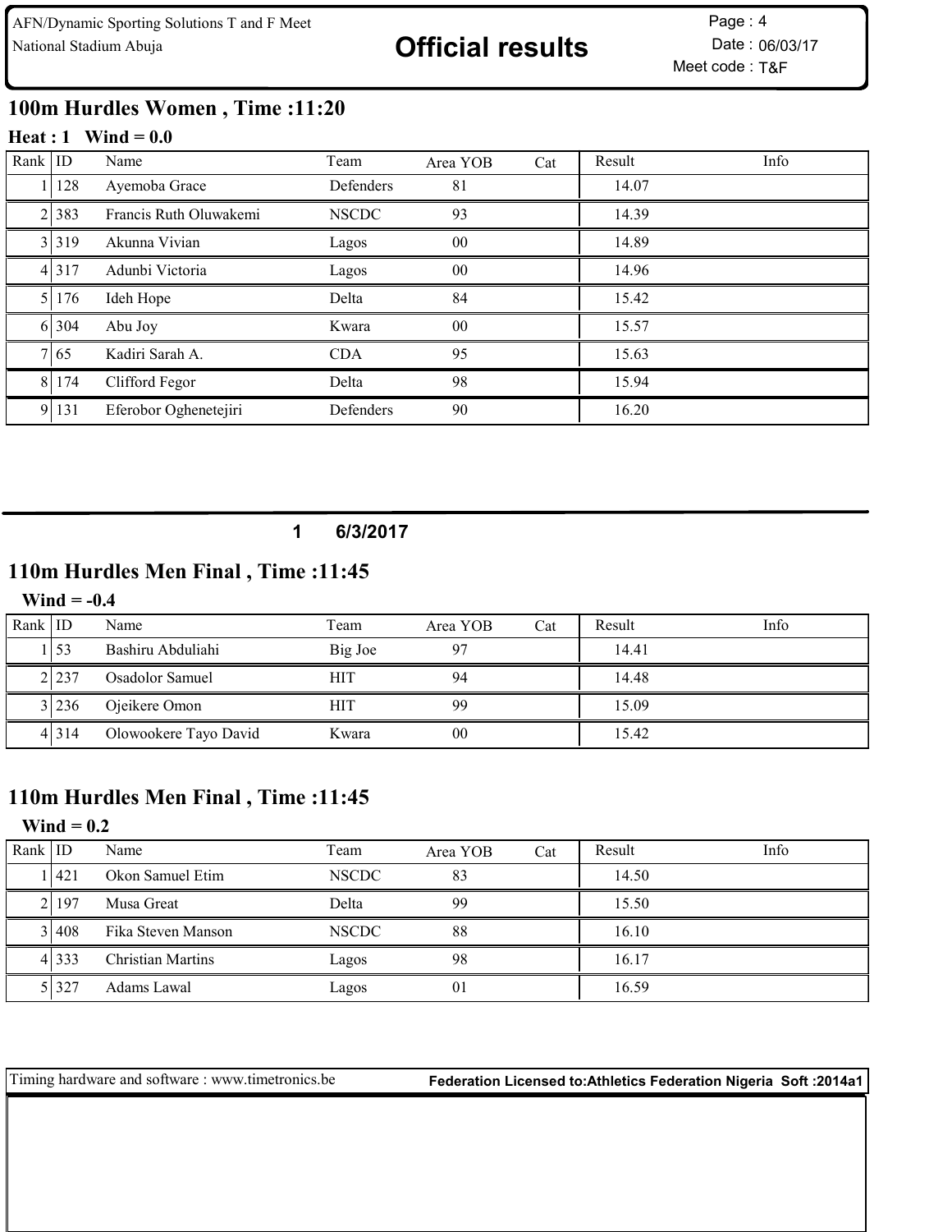# 100m Hurdles Women , Time :11:20

**Heat : 1 Wind = 0.0**

| Rank | ID | Name | Team | Area YOB | Cat | Result | Info |
|---|---|---|---|---|---|---|---|
| 1 | 128 | Ayemoba Grace | Defenders | 81 | | 14.07 | |
| 2 | 383 | Francis Ruth Oluwakemi | NSCDC | 93 | | 14.39 | |
| 3 | 319 | Akunna Vivian | Lagos | 00 | | 14.89 | |
| 4 | 317 | Adunbi Victoria | Lagos | 00 | | 14.96 | |
| 5 | 176 | Ideh Hope | Delta | 84 | | 15.42 | |
| 6 | 304 | Abu Joy | Kwara | 00 | | 15.57 | |
| 7 | 65 | Kadiri Sarah A. | CDA | 95 | | 15.63 | |
| 8 | 174 | Clifford Fegor | Delta | 98 | | 15.94 | |
| 9 | 131 | Eferobor Oghenetejiri | Defenders | 90 | | 16.20 | |

**1 6/3/2017**

# 110m Hurdles Men Final , Time :11:45

**Wind = -0.4**

| Rank | ID | Name | Team | Area YOB | Cat | Result | Info |
|---|---|---|---|---|---|---|---|
| 1 | 53 | Bashiru Abduliahi | Big Joe | 97 | | 14.41 | |
| 2 | 237 | Osadolor Samuel | HIT | 94 | | 14.48 | |
| 3 | 236 | Ojeikere Omon | HIT | 99 | | 15.09 | |
| 4 | 314 | Olowookere Tayo David | Kwara | 00 | | 15.42 | |

# 110m Hurdles Men Final , Time :11:45

**Wind = 0.2**

| Rank | ID | Name | Team | Area YOB | Cat | Result | Info |
|---|---|---|---|---|---|---|---|
| 1 | 421 | Okon Samuel Etim | NSCDC | 83 | | 14.50 | |
| 2 | 197 | Musa Great | Delta | 99 | | 15.50 | |
| 3 | 408 | Fika Steven Manson | NSCDC | 88 | | 16.10 | |
| 4 | 333 | Christian Martins | Lagos | 98 | | 16.17 | |
| 5 | 327 | Adams Lawal | Lagos | 01 | | 16.59 | |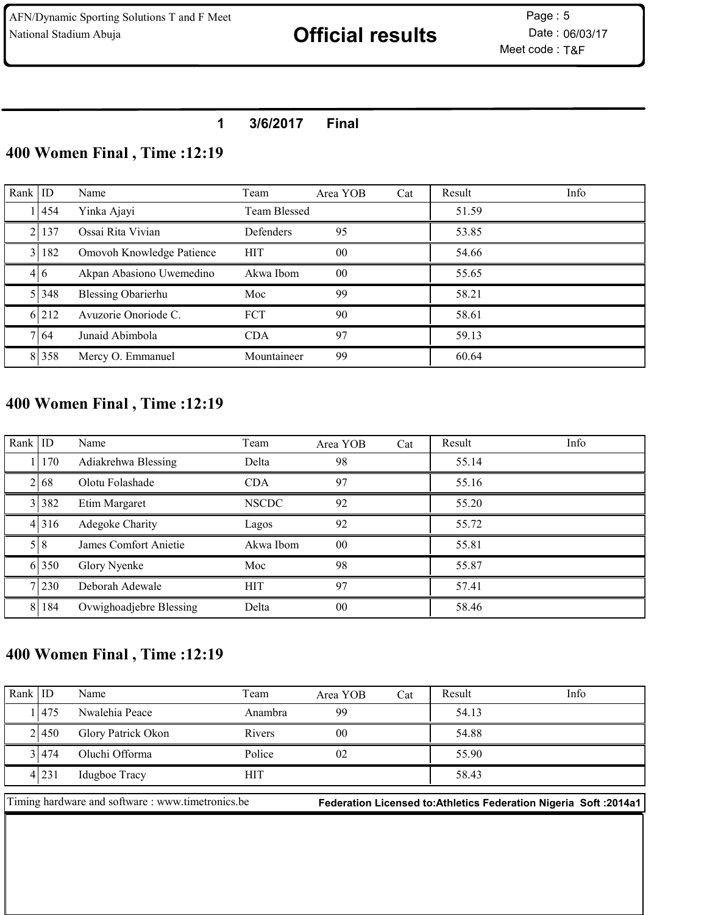AFN/Dynamic Sporting Solutions T and F Meet
National Stadium Abuja

# Official results

Page : 5
Date : 06/03/17
Meet code : T&F

**1 3/6/2017 Final**

## 400 Women Final , Time :12:19

| Rank | ID | Name | Team | Area YOB | Cat | Result | Info |
|---|---|---|---|---|---|---|---|
| 1 | 454 | Yinka Ajayi | Team Blessed | | | 51.59 | |
| 2 | 137 | Ossai Rita Vivian | Defenders | 95 | | 53.85 | |
| 3 | 182 | Omovoh Knowledge Patience | HIT | 00 | | 54.66 | |
| 4 | 6 | Akpan Abasiono Uwemedino | Akwa Ibom | 00 | | 55.65 | |
| 5 | 348 | Blessing Obarierhu | Moc | 99 | | 58.21 | |
| 6 | 212 | Avuzorie Onoriode C. | FCT | 90 | | 58.61 | |
| 7 | 64 | Junaid Abimbola | CDA | 97 | | 59.13 | |
| 8 | 358 | Mercy O. Emmanuel | Mountaineer | 99 | | 60.64 | |

## 400 Women Final , Time :12:19

| Rank | ID | Name | Team | Area YOB | Cat | Result | Info |
|---|---|---|---|---|---|---|---|
| 1 | 170 | Adiakrehwa Blessing | Delta | 98 | | 55.14 | |
| 2 | 68 | Olotu Folashade | CDA | 97 | | 55.16 | |
| 3 | 382 | Etim Margaret | NSCDC | 92 | | 55.20 | |
| 4 | 316 | Adegoke Charity | Lagos | 92 | | 55.72 | |
| 5 | 8 | James Comfort Anietie | Akwa Ibom | 00 | | 55.81 | |
| 6 | 350 | Glory Nyenke | Moc | 98 | | 55.87 | |
| 7 | 230 | Deborah Adewale | HIT | 97 | | 57.41 | |
| 8 | 184 | Ovwighoadjebre Blessing | Delta | 00 | | 58.46 | |

## 400 Women Final , Time :12:19

| Rank | ID | Name | Team | Area YOB | Cat | Result | Info |
|---|---|---|---|---|---|---|---|
| 1 | 475 | Nwalehia Peace | Anambra | 99 | | 54.13 | |
| 2 | 450 | Glory Patrick Okon | Rivers | 00 | | 54.88 | |
| 3 | 474 | Oluchi Offorma | Police | 02 | | 55.90 | |
| 4 | 231 | Idugboe Tracy | HIT | | | 58.43 | |

Timing hardware and software : www.timetronics.be **Federation Licensed to:Athletics Federation Nigeria Soft :2014a1**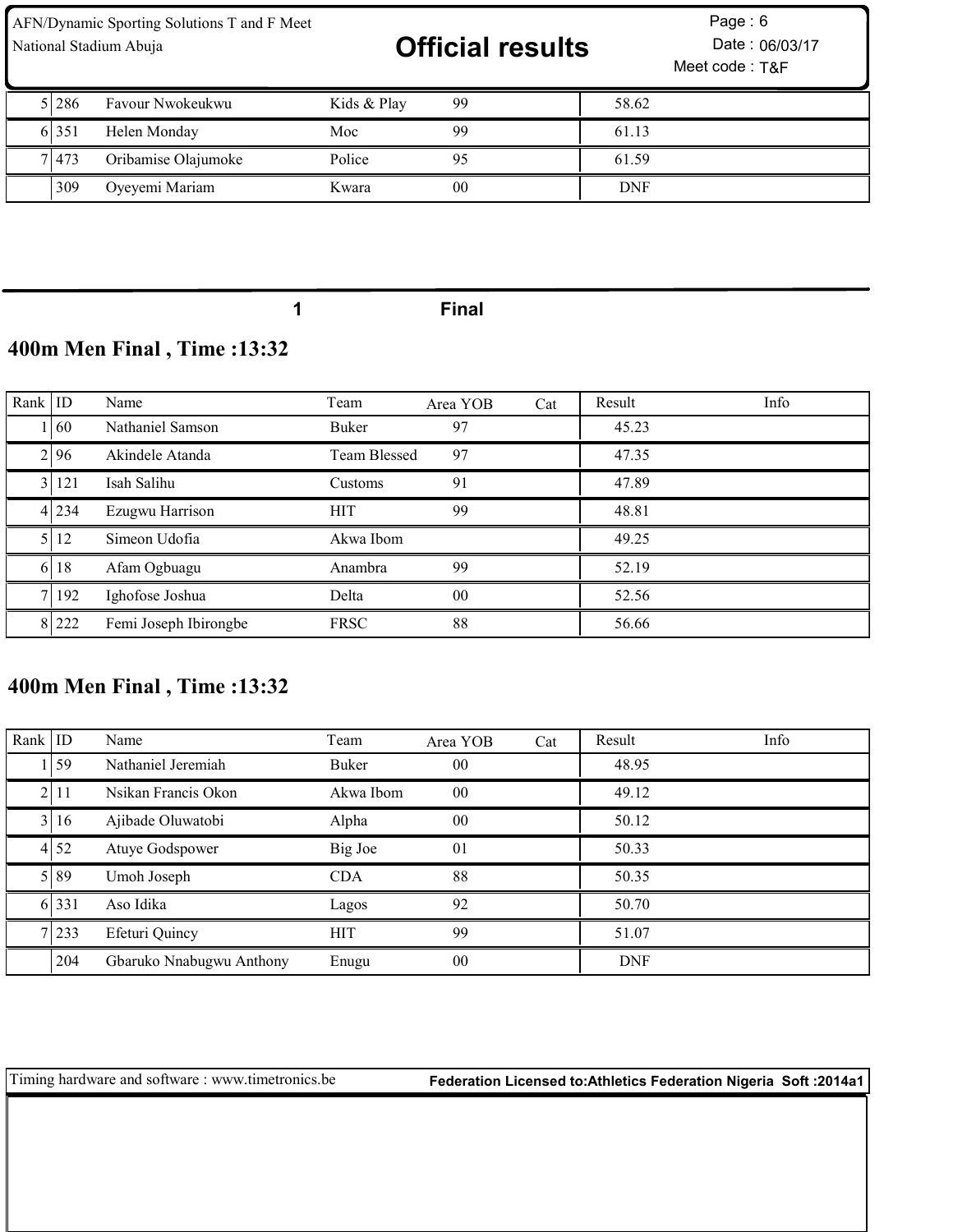| Rank | ID | Name | Team | Area YOB | Cat | Result | Info |
|---|---|---|---|---|---|---|---|
| 5 | 286 | Favour Nwokeukwu | Kids & Play | 99 | | 58.62 | |
| 6 | 351 | Helen Monday | Moc | 99 | | 61.13 | |
| 7 | 473 | Oribamise Olajumoke | Police | 95 | | 61.59 | |
| | 309 | Oyeyemi Mariam | Kwara | 00 | | DNF | |

1 Final

## 400m Men Final , Time :13:32

| Rank | ID | Name | Team | Area YOB | Cat | Result | Info |
|---|---|---|---|---|---|---|---|
| 1 | 60 | Nathaniel Samson | Buker | 97 | | 45.23 | |
| 2 | 96 | Akindele Atanda | Team Blessed | 97 | | 47.35 | |
| 3 | 121 | Isah Salihu | Customs | 91 | | 47.89 | |
| 4 | 234 | Ezugwu Harrison | HIT | 99 | | 48.81 | |
| 5 | 12 | Simeon Udofia | Akwa Ibom | | | 49.25 | |
| 6 | 18 | Afam Ogbuagu | Anambra | 99 | | 52.19 | |
| 7 | 192 | Ighofose Joshua | Delta | 00 | | 52.56 | |
| 8 | 222 | Femi Joseph Ibirongbe | FRSC | 88 | | 56.66 | |

## 400m Men Final , Time :13:32

| Rank | ID | Name | Team | Area YOB | Cat | Result | Info |
|---|---|---|---|---|---|---|---|
| 1 | 59 | Nathaniel Jeremiah | Buker | 00 | | 48.95 | |
| 2 | 11 | Nsikan Francis Okon | Akwa Ibom | 00 | | 49.12 | |
| 3 | 16 | Ajibade Oluwatobi | Alpha | 00 | | 50.12 | |
| 4 | 52 | Atuye Godspower | Big Joe | 01 | | 50.33 | |
| 5 | 89 | Umoh Joseph | CDA | 88 | | 50.35 | |
| 6 | 331 | Aso Idika | Lagos | 92 | | 50.70 | |
| 7 | 233 | Efeturi Quincy | HIT | 99 | | 51.07 | |
| | 204 | Gbaruko Nnabugwu Anthony | Enugu | 00 | | DNF | |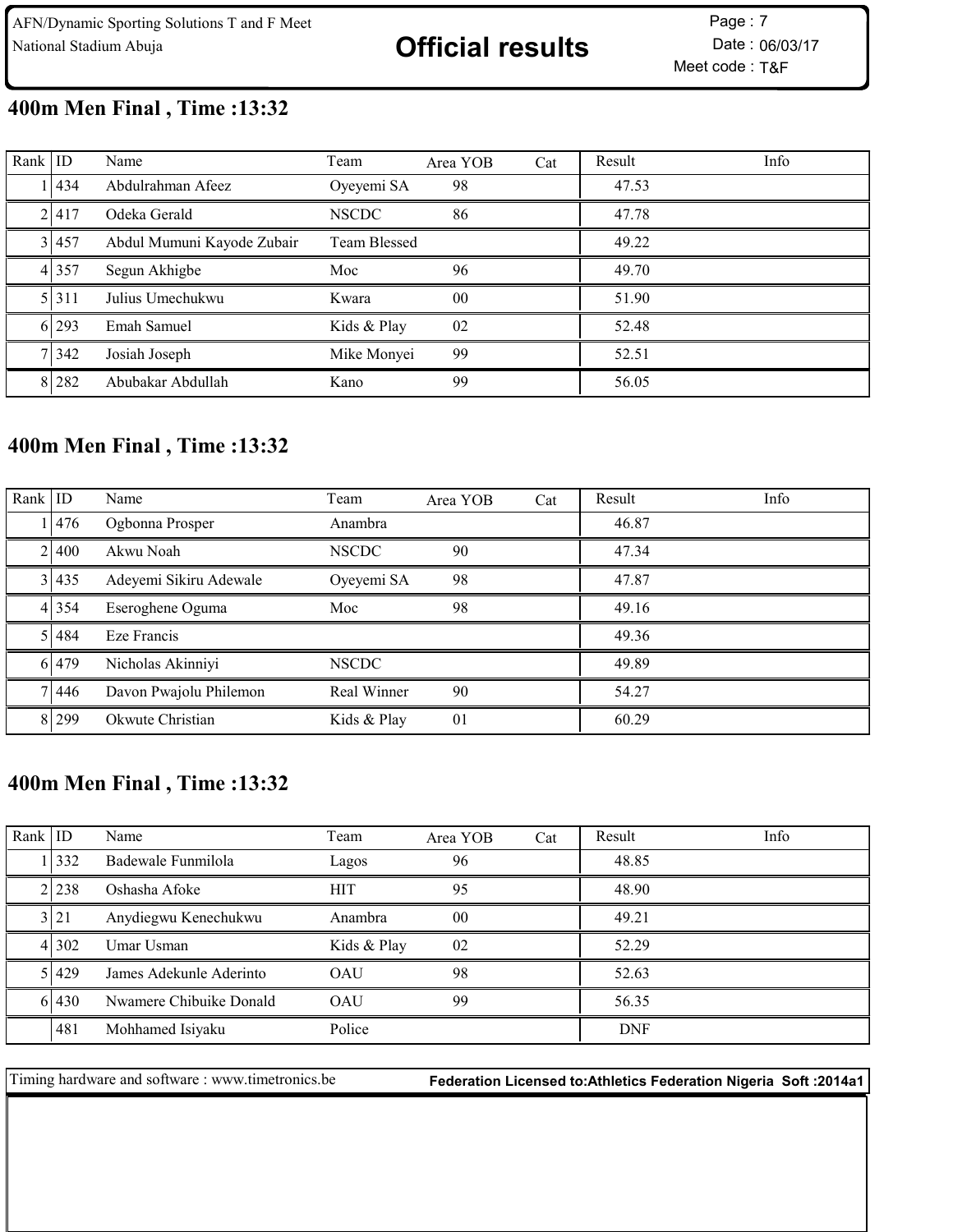AFN/Dynamic Sporting Solutions T and F Meet
National Stadium Abuja

# Official results

Page : 7
Date : 06/03/17
Meet code : T&F

## 400m Men Final , Time :13:32

| Rank | ID | Name | Team | Area YOB | Cat | Result | Info |
|---|---|---|---|---|---|---|---|
| 1 | 434 | Abdulrahman Afeez | Oyeyemi SA | 98 | | 47.53 | |
| 2 | 417 | Odeka Gerald | NSCDC | 86 | | 47.78 | |
| 3 | 457 | Abdul Mumuni Kayode Zubair | Team Blessed | | | 49.22 | |
| 4 | 357 | Segun Akhigbe | Moc | 96 | | 49.70 | |
| 5 | 311 | Julius Umechukwu | Kwara | 00 | | 51.90 | |
| 6 | 293 | Emah Samuel | Kids & Play | 02 | | 52.48 | |
| 7 | 342 | Josiah Joseph | Mike Monyei | 99 | | 52.51 | |
| 8 | 282 | Abubakar Abdullah | Kano | 99 | | 56.05 | |

## 400m Men Final , Time :13:32

| Rank | ID | Name | Team | Area YOB | Cat | Result | Info |
|---|---|---|---|---|---|---|---|
| 1 | 476 | Ogbonna Prosper | Anambra | | | 46.87 | |
| 2 | 400 | Akwu Noah | NSCDC | 90 | | 47.34 | |
| 3 | 435 | Adeyemi Sikiru Adewale | Oyeyemi SA | 98 | | 47.87 | |
| 4 | 354 | Eseroghene Oguma | Moc | 98 | | 49.16 | |
| 5 | 484 | Eze Francis | | | | 49.36 | |
| 6 | 479 | Nicholas Akinniyi | NSCDC | | | 49.89 | |
| 7 | 446 | Davon Pwajolu Philemon | Real Winner | 90 | | 54.27 | |
| 8 | 299 | Okwute Christian | Kids & Play | 01 | | 60.29 | |

## 400m Men Final , Time :13:32

| Rank | ID | Name | Team | Area YOB | Cat | Result | Info |
|---|---|---|---|---|---|---|---|
| 1 | 332 | Badewale Funmilola | Lagos | 96 | | 48.85 | |
| 2 | 238 | Oshasha Afoke | HIT | 95 | | 48.90 | |
| 3 | 21 | Anydiegwu Kenechukwu | Anambra | 00 | | 49.21 | |
| 4 | 302 | Umar Usman | Kids & Play | 02 | | 52.29 | |
| 5 | 429 | James Adekunle Aderinto | OAU | 98 | | 52.63 | |
| 6 | 430 | Nwamere Chibuike Donald | OAU | 99 | | 56.35 | |
| | 481 | Mohhamed Isiyaku | Police | | | DNF | |

Timing hardware and software : www.timetronics.be **Federation Licensed to:Athletics Federation Nigeria Soft :2014a1**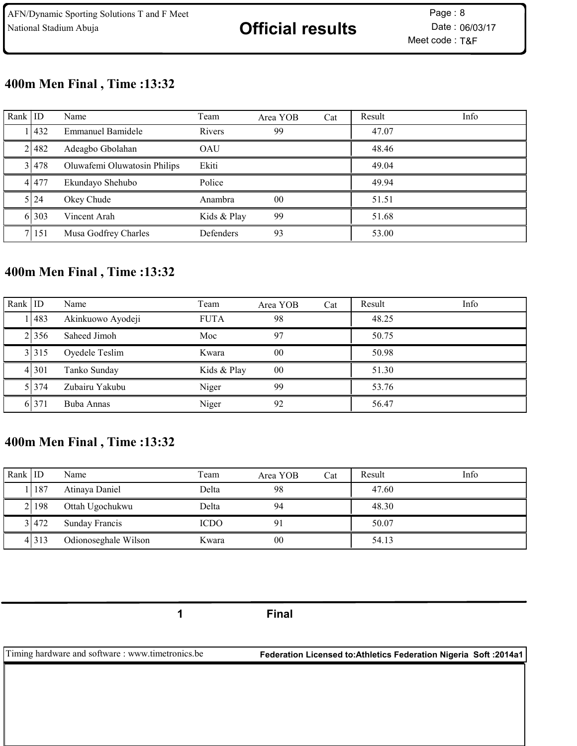AFN/Dynamic Sporting Solutions T and F Meet
National Stadium Abuja

# Official results

Page : 8
Date : 06/03/17
Meet code : T&F

## 400m Men Final , Time :13:32

| Rank | ID | Name | Team | Area YOB | Cat | Result | Info |
|---|---|---|---|---|---|---|---|
| 1 | 432 | Emmanuel Bamidele | Rivers | 99 | | 47.07 | |
| 2 | 482 | Adeagbo Gbolahan | OAU | | | 48.46 | |
| 3 | 478 | Oluwafemi Oluwatosin Philips | Ekiti | | | 49.04 | |
| 4 | 477 | Ekundayo Shehubo | Police | | | 49.94 | |
| 5 | 24 | Okey Chude | Anambra | 00 | | 51.51 | |
| 6 | 303 | Vincent Arah | Kids & Play | 99 | | 51.68 | |
| 7 | 151 | Musa Godfrey Charles | Defenders | 93 | | 53.00 | |

## 400m Men Final , Time :13:32

| Rank | ID | Name | Team | Area YOB | Cat | Result | Info |
|---|---|---|---|---|---|---|---|
| 1 | 483 | Akinkuowo Ayodeji | FUTA | 98 | | 48.25 | |
| 2 | 356 | Saheed Jimoh | Moc | 97 | | 50.75 | |
| 3 | 315 | Oyedele Teslim | Kwara | 00 | | 50.98 | |
| 4 | 301 | Tanko Sunday | Kids & Play | 00 | | 51.30 | |
| 5 | 374 | Zubairu Yakubu | Niger | 99 | | 53.76 | |
| 6 | 371 | Buba Annas | Niger | 92 | | 56.47 | |

## 400m Men Final , Time :13:32

| Rank | ID | Name | Team | Area YOB | Cat | Result | Info |
|---|---|---|---|---|---|---|---|
| 1 | 187 | Atinaya Daniel | Delta | 98 | | 47.60 | |
| 2 | 198 | Ottah Ugochukwu | Delta | 94 | | 48.30 | |
| 3 | 472 | Sunday Francis | ICDO | 91 | | 50.07 | |
| 4 | 313 | Odionoseghale Wilson | Kwara | 00 | | 54.13 | |

1 Final

Timing hardware and software : www.timetronics.be — Federation Licensed to:Athletics Federation Nigeria Soft :2014a1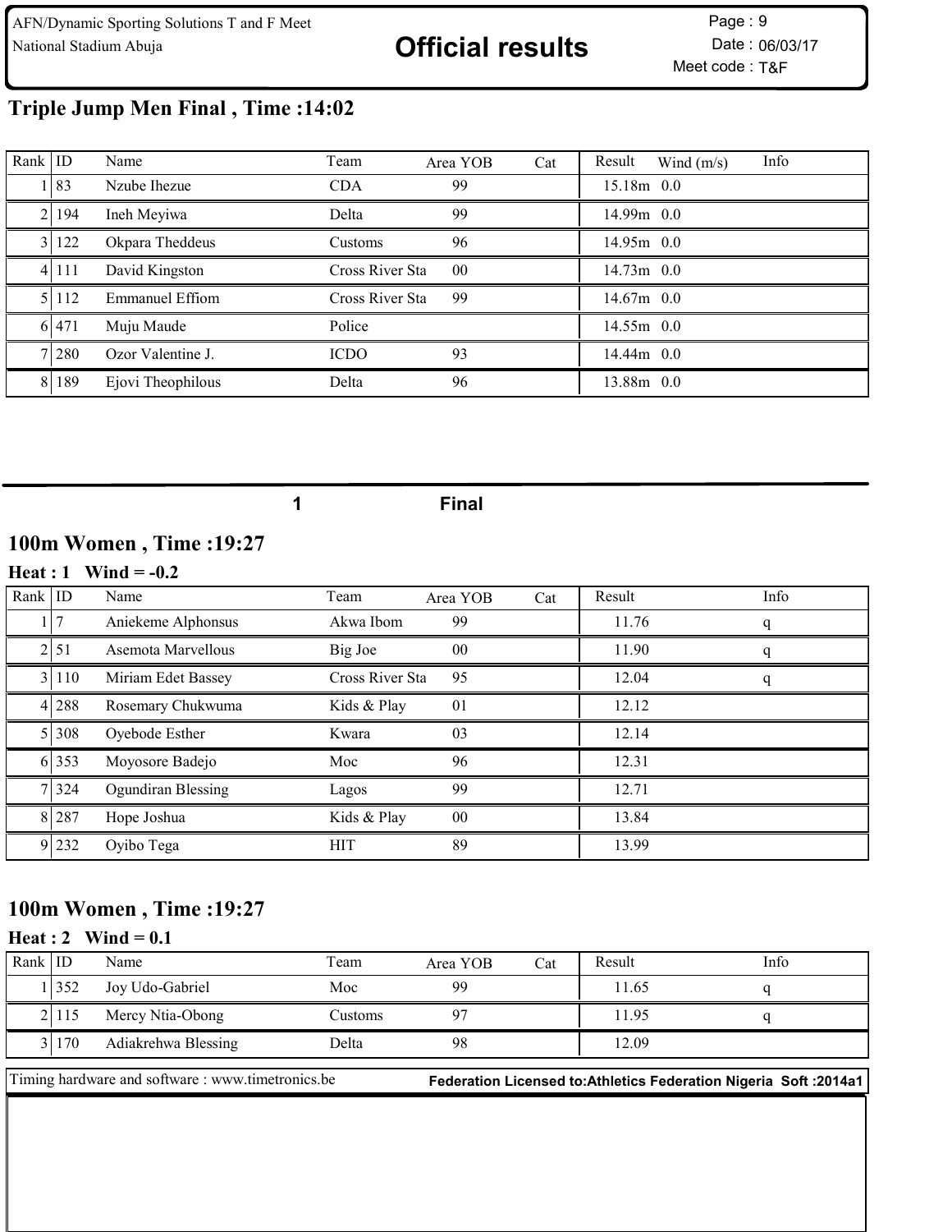## Triple Jump Men Final , Time :14:02

| Rank | ID | Name | Team | Area YOB | Cat | Result | Wind (m/s) | Info |
|---|---|---|---|---|---|---|---|---|
| 1 | 83 | Nzube Ihezue | CDA | 99 | | 15.18m | 0.0 | |
| 2 | 194 | Ineh Meyiwa | Delta | 99 | | 14.99m | 0.0 | |
| 3 | 122 | Okpara Theddeus | Customs | 96 | | 14.95m | 0.0 | |
| 4 | 111 | David Kingston | Cross River Sta | 00 | | 14.73m | 0.0 | |
| 5 | 112 | Emmanuel Effiom | Cross River Sta | 99 | | 14.67m | 0.0 | |
| 6 | 471 | Muju Maude | Police | | | 14.55m | 0.0 | |
| 7 | 280 | Ozor Valentine J. | ICDO | 93 | | 14.44m | 0.0 | |
| 8 | 189 | Ejovi Theophilous | Delta | 96 | | 13.88m | 0.0 | |

**1 Final**

## 100m Women , Time :19:27

### Heat : 1 Wind = -0.2

| Rank | ID | Name | Team | Area YOB | Cat | Result | Info |
|---|---|---|---|---|---|---|---|
| 1 | 7 | Aniekeme Alphonsus | Akwa Ibom | 99 | | 11.76 | q |
| 2 | 51 | Asemota Marvellous | Big Joe | 00 | | 11.90 | q |
| 3 | 110 | Miriam Edet Bassey | Cross River Sta | 95 | | 12.04 | q |
| 4 | 288 | Rosemary Chukwuma | Kids & Play | 01 | | 12.12 | |
| 5 | 308 | Oyebode Esther | Kwara | 03 | | 12.14 | |
| 6 | 353 | Moyosore Badejo | Moc | 96 | | 12.31 | |
| 7 | 324 | Ogundiran Blessing | Lagos | 99 | | 12.71 | |
| 8 | 287 | Hope Joshua | Kids & Play | 00 | | 13.84 | |
| 9 | 232 | Oyibo Tega | HIT | 89 | | 13.99 | |

## 100m Women , Time :19:27

### Heat : 2 Wind = 0.1

| Rank | ID | Name | Team | Area YOB | Cat | Result | Info |
|---|---|---|---|---|---|---|---|
| 1 | 352 | Joy Udo-Gabriel | Moc | 99 | | 11.65 | q |
| 2 | 115 | Mercy Ntia-Obong | Customs | 97 | | 11.95 | q |
| 3 | 170 | Adiakrehwa Blessing | Delta | 98 | | 12.09 | |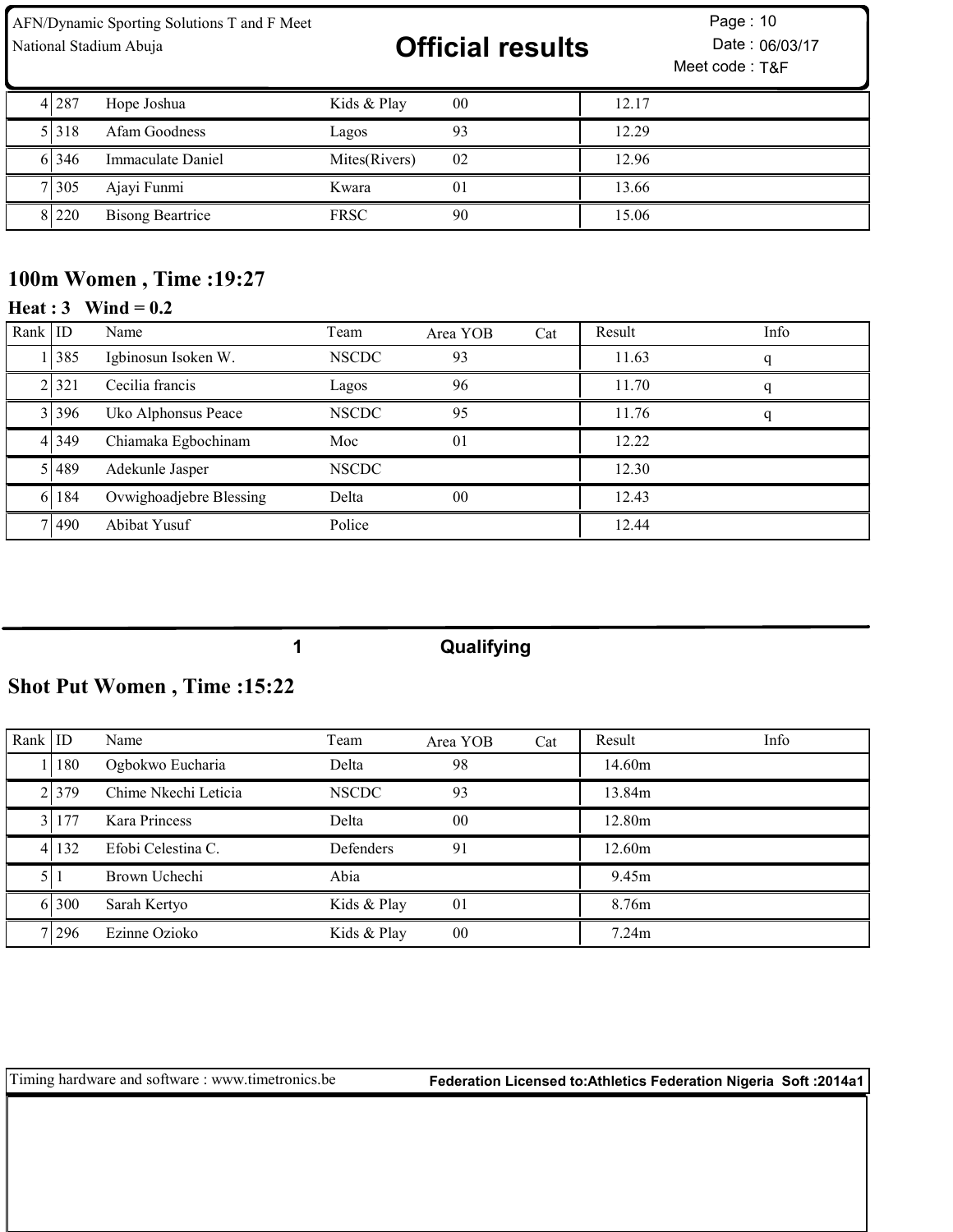| Rank | ID | Name | Team | Area YOB | Cat | Result | Info |
|---|---|---|---|---|---|---|---|
| 4 | 287 | Hope Joshua | Kids & Play | 00 | | 12.17 | |
| 5 | 318 | Afam Goodness | Lagos | 93 | | 12.29 | |
| 6 | 346 | Immaculate Daniel | Mites(Rivers) | 02 | | 12.96 | |
| 7 | 305 | Ajayi Funmi | Kwara | 01 | | 13.66 | |
| 8 | 220 | Bisong Beartrice | FRSC | 90 | | 15.06 | |

## 100m Women , Time :19:27

**Heat : 3 Wind = 0.2**

| Rank | ID | Name | Team | Area YOB | Cat | Result | Info |
|---|---|---|---|---|---|---|---|
| 1 | 385 | Igbinosun Isoken W. | NSCDC | 93 | | 11.63 | q |
| 2 | 321 | Cecilia francis | Lagos | 96 | | 11.70 | q |
| 3 | 396 | Uko Alphonsus Peace | NSCDC | 95 | | 11.76 | q |
| 4 | 349 | Chiamaka Egbochinam | Moc | 01 | | 12.22 | |
| 5 | 489 | Adekunle Jasper | NSCDC | | | 12.30 | |
| 6 | 184 | Ovwighoadjebre Blessing | Delta | 00 | | 12.43 | |
| 7 | 490 | Abibat Yusuf | Police | | | 12.44 | |

1 Qualifying

## Shot Put Women , Time :15:22

| Rank | ID | Name | Team | Area YOB | Cat | Result | Info |
|---|---|---|---|---|---|---|---|
| 1 | 180 | Ogbokwo Eucharia | Delta | 98 | | 14.60m | |
| 2 | 379 | Chime Nkechi Leticia | NSCDC | 93 | | 13.84m | |
| 3 | 177 | Kara Princess | Delta | 00 | | 12.80m | |
| 4 | 132 | Efobi Celestina C. | Defenders | 91 | | 12.60m | |
| 5 | 1 | Brown Uchechi | Abia | | | 9.45m | |
| 6 | 300 | Sarah Kertyo | Kids & Play | 01 | | 8.76m | |
| 7 | 296 | Ezinne Ozioko | Kids & Play | 00 | | 7.24m | |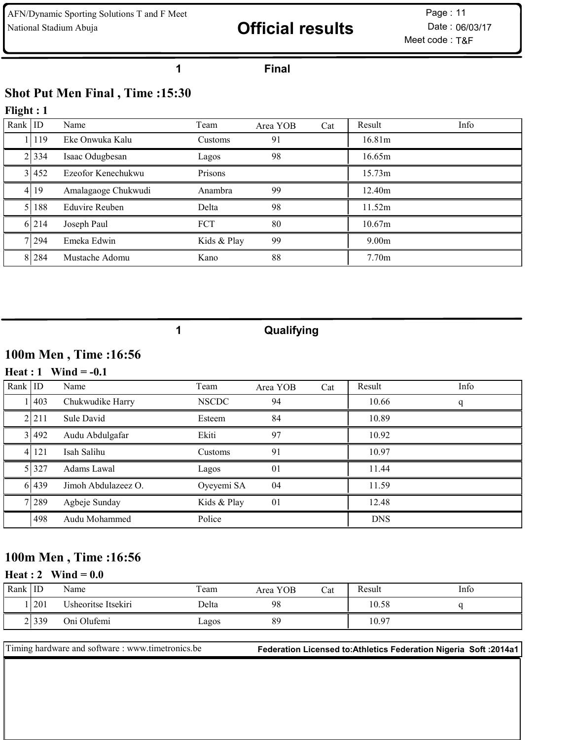AFN/Dynamic Sporting Solutions T and F Meet
National Stadium Abuja

# Official results

Page : 11
Date : 06/03/17
Meet code : T&F

1 **Final**

## Shot Put Men Final , Time :15:30

**Flight : 1**

| Rank | ID | Name | Team | Area YOB | Cat | Result | Info |
|---|---|---|---|---|---|---|---|
| 1 | 119 | Eke Onwuka Kalu | Customs | 91 | | 16.81m | |
| 2 | 334 | Isaac Odugbesan | Lagos | 98 | | 16.65m | |
| 3 | 452 | Ezeofor Kenechukwu | Prisons | | | 15.73m | |
| 4 | 19 | Amalagaoge Chukwudi | Anambra | 99 | | 12.40m | |
| 5 | 188 | Eduvire Reuben | Delta | 98 | | 11.52m | |
| 6 | 214 | Joseph Paul | FCT | 80 | | 10.67m | |
| 7 | 294 | Emeka Edwin | Kids & Play | 99 | | 9.00m | |
| 8 | 284 | Mustache Adomu | Kano | 88 | | 7.70m | |

1 **Qualifying**

## 100m Men , Time :16:56

**Heat : 1 Wind = -0.1**

| Rank | ID | Name | Team | Area YOB | Cat | Result | Info |
|---|---|---|---|---|---|---|---|
| 1 | 403 | Chukwudike Harry | NSCDC | 94 | | 10.66 | q |
| 2 | 211 | Sule David | Esteem | 84 | | 10.89 | |
| 3 | 492 | Audu Abdulgafar | Ekiti | 97 | | 10.92 | |
| 4 | 121 | Isah Salihu | Customs | 91 | | 10.97 | |
| 5 | 327 | Adams Lawal | Lagos | 01 | | 11.44 | |
| 6 | 439 | Jimoh Abdulazeez O. | Oyeyemi SA | 04 | | 11.59 | |
| 7 | 289 | Agbeje Sunday | Kids & Play | 01 | | 12.48 | |
| | 498 | Audu Mohammed | Police | | | DNS | |

## 100m Men , Time :16:56

**Heat : 2 Wind = 0.0**

| Rank | ID | Name | Team | Area YOB | Cat | Result | Info |
|---|---|---|---|---|---|---|---|
| 1 | 201 | Usheoritse Itsekiri | Delta | 98 | | 10.58 | q |
| 2 | 339 | Oni Olufemi | Lagos | 89 | | 10.97 | |

Timing hardware and software : www.timetronics.be
**Federation Licensed to:Athletics Federation Nigeria Soft :2014a1**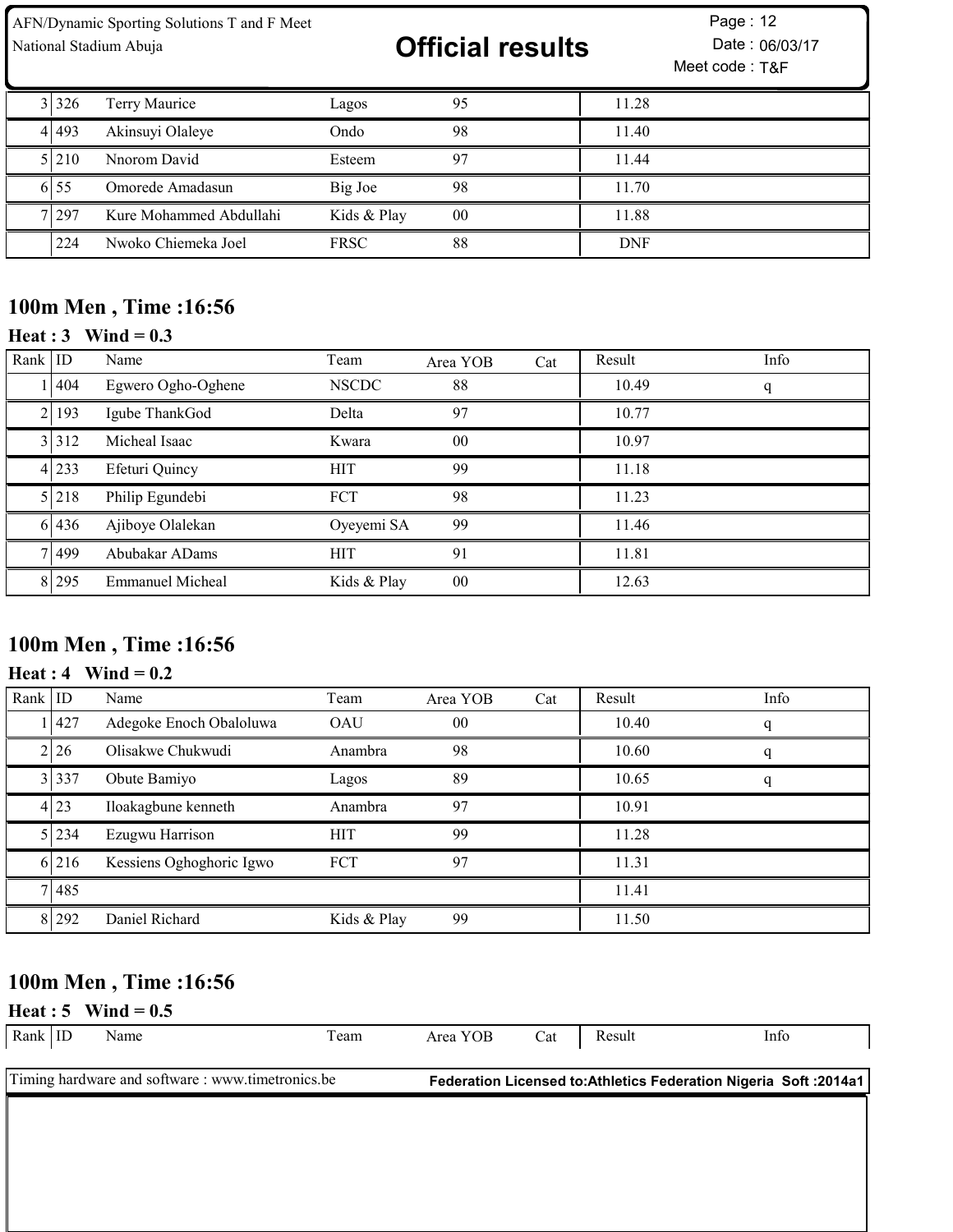| Rank | ID | Name | Team | Area YOB | Cat | Result | Info |
|---|---|---|---|---|---|---|---|
| 3 | 326 | Terry Maurice | Lagos | 95 | | 11.28 | |
| 4 | 493 | Akinsuyi Olaleye | Ondo | 98 | | 11.40 | |
| 5 | 210 | Nnorom David | Esteem | 97 | | 11.44 | |
| 6 | 55 | Omorede Amadasun | Big Joe | 98 | | 11.70 | |
| 7 | 297 | Kure Mohammed Abdullahi | Kids & Play | 00 | | 11.88 | |
| | 224 | Nwoko Chiemeka Joel | FRSC | 88 | | DNF | |

## 100m Men , Time :16:56

### Heat : 3 Wind = 0.3

| Rank | ID | Name | Team | Area YOB | Cat | Result | Info |
|---|---|---|---|---|---|---|---|
| 1 | 404 | Egwero Ogho-Oghene | NSCDC | 88 | | 10.49 | q |
| 2 | 193 | Igube ThankGod | Delta | 97 | | 10.77 | |
| 3 | 312 | Micheal Isaac | Kwara | 00 | | 10.97 | |
| 4 | 233 | Efeturi Quincy | HIT | 99 | | 11.18 | |
| 5 | 218 | Philip Egundebi | FCT | 98 | | 11.23 | |
| 6 | 436 | Ajiboye Olalekan | Oyeyemi SA | 99 | | 11.46 | |
| 7 | 499 | Abubakar ADams | HIT | 91 | | 11.81 | |
| 8 | 295 | Emmanuel Micheal | Kids & Play | 00 | | 12.63 | |

## 100m Men , Time :16:56

### Heat : 4 Wind = 0.2

| Rank | ID | Name | Team | Area YOB | Cat | Result | Info |
|---|---|---|---|---|---|---|---|
| 1 | 427 | Adegoke Enoch Obaloluwa | OAU | 00 | | 10.40 | q |
| 2 | 26 | Olisakwe Chukwudi | Anambra | 98 | | 10.60 | q |
| 3 | 337 | Obute Bamiyo | Lagos | 89 | | 10.65 | q |
| 4 | 23 | Iloakagbune kenneth | Anambra | 97 | | 10.91 | |
| 5 | 234 | Ezugwu Harrison | HIT | 99 | | 11.28 | |
| 6 | 216 | Kessiens Oghoghoric Igwo | FCT | 97 | | 11.31 | |
| 7 | 485 | | | | | 11.41 | |
| 8 | 292 | Daniel Richard | Kids & Play | 99 | | 11.50 | |

## 100m Men , Time :16:56

### Heat : 5 Wind = 0.5

| Rank | ID | Name | Team | Area YOB | Cat | Result | Info |
|---|---|---|---|---|---|---|---|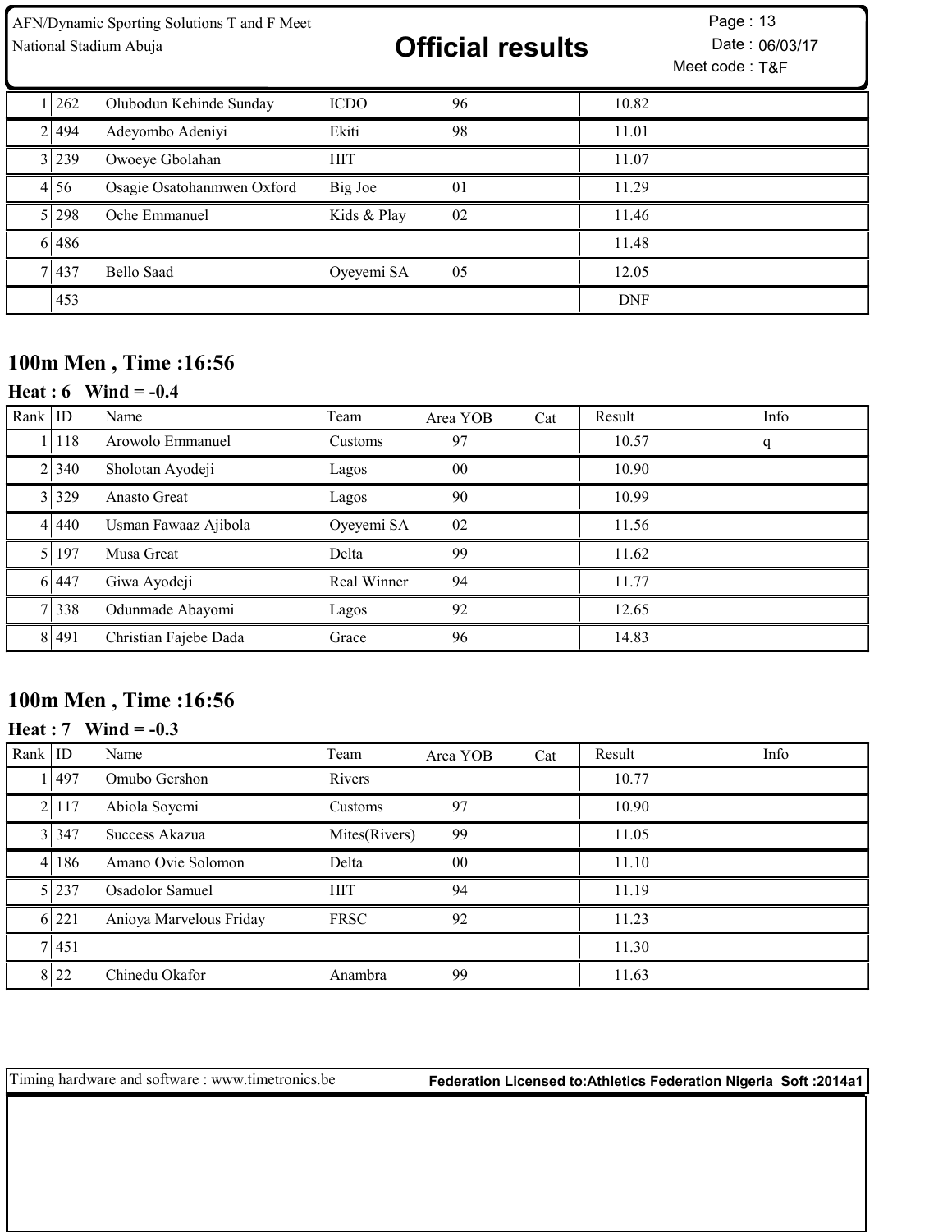| Rank | ID | Name | Team | Area YOB | Cat | Result | Info |
|---|---|---|---|---|---|---|---|
| 1 | 262 | Olubodun Kehinde Sunday | ICDO | 96 | | 10.82 | |
| 2 | 494 | Adeyombo Adeniyi | Ekiti | 98 | | 11.01 | |
| 3 | 239 | Owoeye Gbolahan | HIT | | | 11.07 | |
| 4 | 56 | Osagie Osatohanmwen Oxford | Big Joe | 01 | | 11.29 | |
| 5 | 298 | Oche Emmanuel | Kids & Play | 02 | | 11.46 | |
| 6 | 486 | | | | | 11.48 | |
| 7 | 437 | Bello Saad | Oyeyemi SA | 05 | | 12.05 | |
| | 453 | | | | | DNF | |

## 100m Men , Time :16:56

### Heat : 6 Wind = -0.4

| Rank | ID | Name | Team | Area YOB | Cat | Result | Info |
|---|---|---|---|---|---|---|---|
| 1 | 118 | Arowolo Emmanuel | Customs | 97 | | 10.57 | q |
| 2 | 340 | Sholotan Ayodeji | Lagos | 00 | | 10.90 | |
| 3 | 329 | Anasto Great | Lagos | 90 | | 10.99 | |
| 4 | 440 | Usman Fawaaz Ajibola | Oyeyemi SA | 02 | | 11.56 | |
| 5 | 197 | Musa Great | Delta | 99 | | 11.62 | |
| 6 | 447 | Giwa Ayodeji | Real Winner | 94 | | 11.77 | |
| 7 | 338 | Odunmade Abayomi | Lagos | 92 | | 12.65 | |
| 8 | 491 | Christian Fajebe Dada | Grace | 96 | | 14.83 | |

## 100m Men , Time :16:56

### Heat : 7 Wind = -0.3

| Rank | ID | Name | Team | Area YOB | Cat | Result | Info |
|---|---|---|---|---|---|---|---|
| 1 | 497 | Omubo Gershon | Rivers | | | 10.77 | |
| 2 | 117 | Abiola Soyemi | Customs | 97 | | 10.90 | |
| 3 | 347 | Success Akazua | Mites(Rivers) | 99 | | 11.05 | |
| 4 | 186 | Amano Ovie Solomon | Delta | 00 | | 11.10 | |
| 5 | 237 | Osadolor Samuel | HIT | 94 | | 11.19 | |
| 6 | 221 | Anioya Marvelous Friday | FRSC | 92 | | 11.23 | |
| 7 | 451 | | | | | 11.30 | |
| 8 | 22 | Chinedu Okafor | Anambra | 99 | | 11.63 | |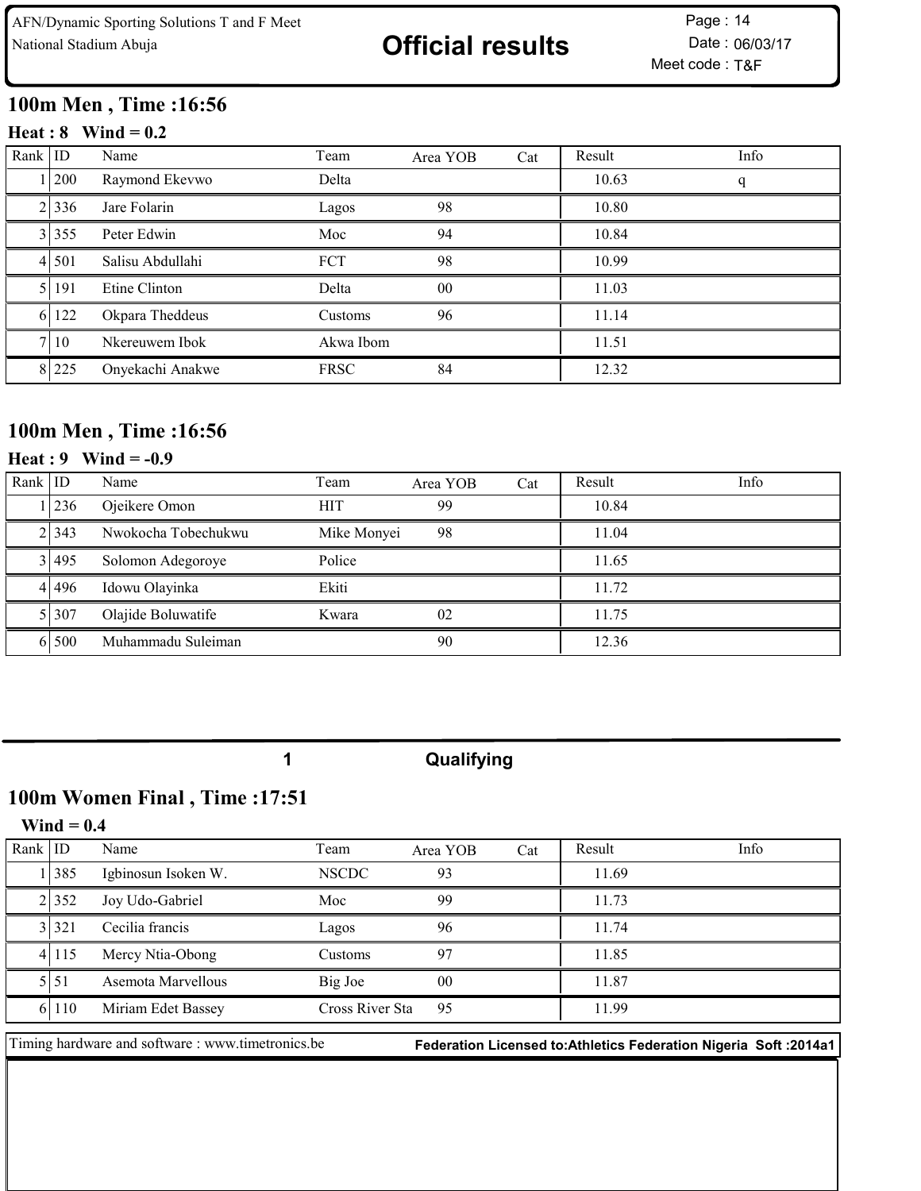## 100m Men , Time :16:56

### Heat : 8 Wind = 0.2

| Rank | ID | Name | Team | Area YOB | Cat | Result | Info |
|---|---|---|---|---|---|---|---|
| 1 | 200 | Raymond Ekevwo | Delta | | | 10.63 | q |
| 2 | 336 | Jare Folarin | Lagos | 98 | | 10.80 | |
| 3 | 355 | Peter Edwin | Moc | 94 | | 10.84 | |
| 4 | 501 | Salisu Abdullahi | FCT | 98 | | 10.99 | |
| 5 | 191 | Etine Clinton | Delta | 00 | | 11.03 | |
| 6 | 122 | Okpara Theddeus | Customs | 96 | | 11.14 | |
| 7 | 10 | Nkereuwem Ibok | Akwa Ibom | | | 11.51 | |
| 8 | 225 | Onyekachi Anakwe | FRSC | 84 | | 12.32 | |

## 100m Men , Time :16:56

### Heat : 9 Wind = -0.9

| Rank | ID | Name | Team | Area YOB | Cat | Result | Info |
|---|---|---|---|---|---|---|---|
| 1 | 236 | Ojeikere Omon | HIT | 99 | | 10.84 | |
| 2 | 343 | Nwokocha Tobechukwu | Mike Monyei | 98 | | 11.04 | |
| 3 | 495 | Solomon Adegoroye | Police | | | 11.65 | |
| 4 | 496 | Idowu Olayinka | Ekiti | | | 11.72 | |
| 5 | 307 | Olajide Boluwatife | Kwara | 02 | | 11.75 | |
| 6 | 500 | Muhammadu Suleiman | | 90 | | 12.36 | |

1 Qualifying

## 100m Women Final , Time :17:51

### Wind = 0.4

| Rank | ID | Name | Team | Area YOB | Cat | Result | Info |
|---|---|---|---|---|---|---|---|
| 1 | 385 | Igbinosun Isoken W. | NSCDC | 93 | | 11.69 | |
| 2 | 352 | Joy Udo-Gabriel | Moc | 99 | | 11.73 | |
| 3 | 321 | Cecilia francis | Lagos | 96 | | 11.74 | |
| 4 | 115 | Mercy Ntia-Obong | Customs | 97 | | 11.85 | |
| 5 | 51 | Asemota Marvellous | Big Joe | 00 | | 11.87 | |
| 6 | 110 | Miriam Edet Bassey | Cross River Sta | 95 | | 11.99 | |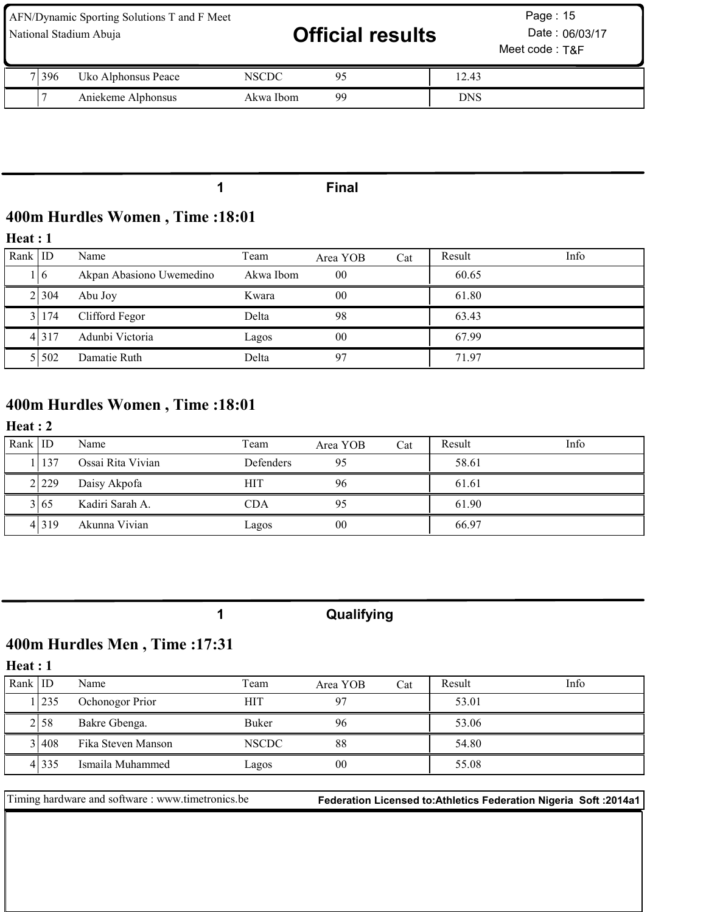| Rank | ID | Name | Team | Area YOB | Cat | Result | Info |
|---|---|---|---|---|---|---|---|
| 7 | 396 | Uko Alphonsus Peace | NSCDC | 95 | | 12.43 | |
| | 7 | Aniekeme Alphonsus | Akwa Ibom | 99 | | DNS | |

**1 Final**

## 400m Hurdles Women , Time :18:01

### Heat : 1

| Rank | ID | Name | Team | Area YOB | Cat | Result | Info |
|---|---|---|---|---|---|---|---|
| 1 | 6 | Akpan Abasiono Uwemedino | Akwa Ibom | 00 | | 60.65 | |
| 2 | 304 | Abu Joy | Kwara | 00 | | 61.80 | |
| 3 | 174 | Clifford Fegor | Delta | 98 | | 63.43 | |
| 4 | 317 | Adunbi Victoria | Lagos | 00 | | 67.99 | |
| 5 | 502 | Damatie Ruth | Delta | 97 | | 71.97 | |

## 400m Hurdles Women , Time :18:01

### Heat : 2

| Rank | ID | Name | Team | Area YOB | Cat | Result | Info |
|---|---|---|---|---|---|---|---|
| 1 | 137 | Ossai Rita Vivian | Defenders | 95 | | 58.61 | |
| 2 | 229 | Daisy Akpofa | HIT | 96 | | 61.61 | |
| 3 | 65 | Kadiri Sarah A. | CDA | 95 | | 61.90 | |
| 4 | 319 | Akunna Vivian | Lagos | 00 | | 66.97 | |

**1 Qualifying**

## 400m Hurdles Men , Time :17:31

### Heat : 1

| Rank | ID | Name | Team | Area YOB | Cat | Result | Info |
|---|---|---|---|---|---|---|---|
| 1 | 235 | Ochonogor Prior | HIT | 97 | | 53.01 | |
| 2 | 58 | Bakre Gbenga. | Buker | 96 | | 53.06 | |
| 3 | 408 | Fika Steven Manson | NSCDC | 88 | | 54.80 | |
| 4 | 335 | Ismaila Muhammed | Lagos | 00 | | 55.08 | |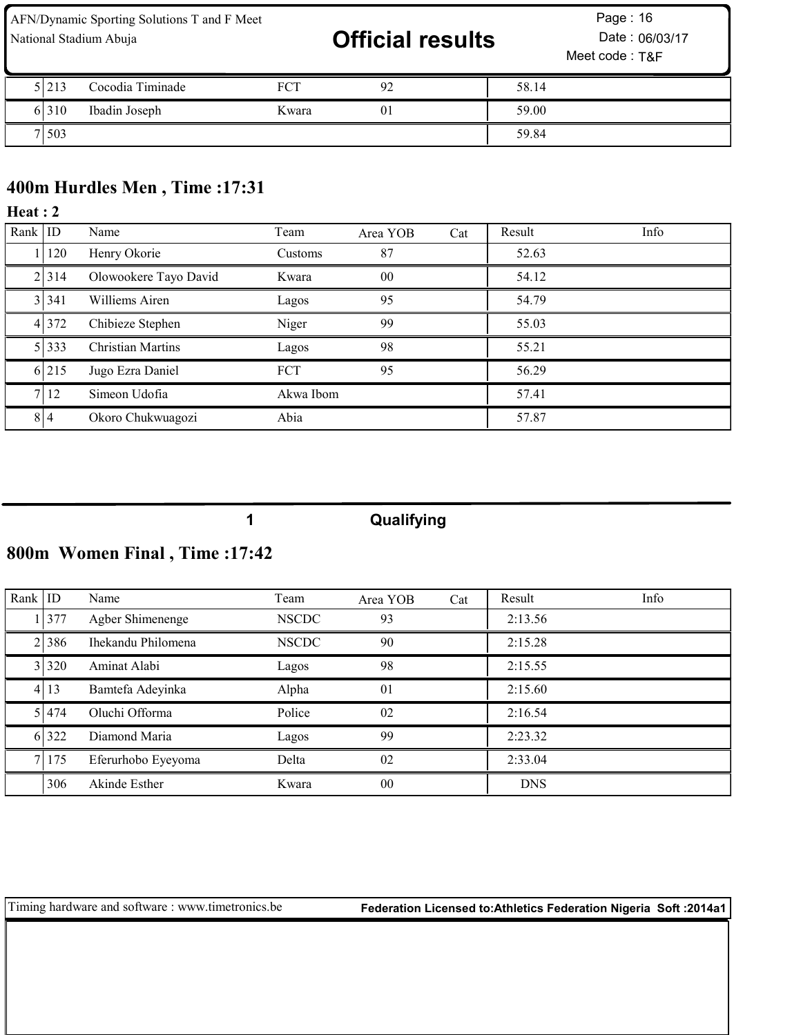| Rank | ID | Name | Team | Area YOB | Cat | Result | Info |
|---|---|---|---|---|---|---|---|
| 5 | 213 | Cocodia Timinade | FCT | 92 | | 58.14 | |
| 6 | 310 | Ibadin Joseph | Kwara | 01 | | 59.00 | |
| 7 | 503 | | | | | 59.84 | |

## 400m Hurdles Men , Time :17:31

### Heat : 2

| Rank | ID | Name | Team | Area YOB | Cat | Result | Info |
|---|---|---|---|---|---|---|---|
| 1 | 120 | Henry Okorie | Customs | 87 | | 52.63 | |
| 2 | 314 | Olowookere Tayo David | Kwara | 00 | | 54.12 | |
| 3 | 341 | Williems Airen | Lagos | 95 | | 54.79 | |
| 4 | 372 | Chibieze Stephen | Niger | 99 | | 55.03 | |
| 5 | 333 | Christian Martins | Lagos | 98 | | 55.21 | |
| 6 | 215 | Jugo Ezra Daniel | FCT | 95 | | 56.29 | |
| 7 | 12 | Simeon Udofia | Akwa Ibom | | | 57.41 | |
| 8 | 4 | Okoro Chukwuagozi | Abia | | | 57.87 | |

**1 Qualifying**

## 800m Women Final , Time :17:42

| Rank | ID | Name | Team | Area YOB | Cat | Result | Info |
|---|---|---|---|---|---|---|---|
| 1 | 377 | Agber Shimenenge | NSCDC | 93 | | 2:13.56 | |
| 2 | 386 | Ihekandu Philomena | NSCDC | 90 | | 2:15.28 | |
| 3 | 320 | Aminat Alabi | Lagos | 98 | | 2:15.55 | |
| 4 | 13 | Bamtefa Adeyinka | Alpha | 01 | | 2:15.60 | |
| 5 | 474 | Oluchi Offorma | Police | 02 | | 2:16.54 | |
| 6 | 322 | Diamond Maria | Lagos | 99 | | 2:23.32 | |
| 7 | 175 | Eferurhobo Eyeyoma | Delta | 02 | | 2:33.04 | |
| | 306 | Akinde Esther | Kwara | 00 | | DNS | |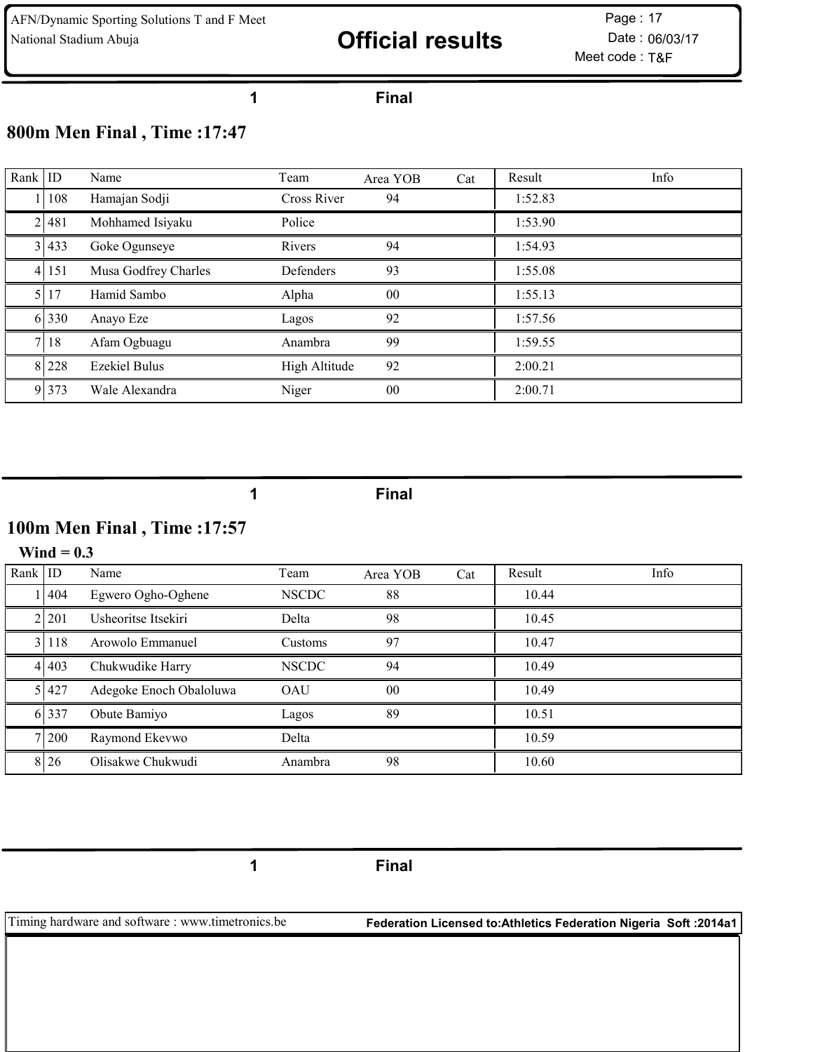1 Final

## 800m Men Final , Time :17:47

| Rank | ID | Name | Team | Area YOB | Cat | Result | Info |
|---|---|---|---|---|---|---|---|
| 1 | 108 | Hamajan Sodji | Cross River | 94 | | 1:52.83 | |
| 2 | 481 | Mohhamed Isiyaku | Police | | | 1:53.90 | |
| 3 | 433 | Goke Ogunseye | Rivers | 94 | | 1:54.93 | |
| 4 | 151 | Musa Godfrey Charles | Defenders | 93 | | 1:55.08 | |
| 5 | 17 | Hamid Sambo | Alpha | 00 | | 1:55.13 | |
| 6 | 330 | Anayo Eze | Lagos | 92 | | 1:57.56 | |
| 7 | 18 | Afam Ogbuagu | Anambra | 99 | | 1:59.55 | |
| 8 | 228 | Ezekiel Bulus | High Altitude | 92 | | 2:00.21 | |
| 9 | 373 | Wale Alexandra | Niger | 00 | | 2:00.71 | |

1 Final

## 100m Men Final , Time :17:57

**Wind = 0.3**

| Rank | ID | Name | Team | Area YOB | Cat | Result | Info |
|---|---|---|---|---|---|---|---|
| 1 | 404 | Egwero Ogho-Oghene | NSCDC | 88 | | 10.44 | |
| 2 | 201 | Usheoritse Itsekiri | Delta | 98 | | 10.45 | |
| 3 | 118 | Arowolo Emmanuel | Customs | 97 | | 10.47 | |
| 4 | 403 | Chukwudike Harry | NSCDC | 94 | | 10.49 | |
| 5 | 427 | Adegoke Enoch Obaloluwa | OAU | 00 | | 10.49 | |
| 6 | 337 | Obute Bamiyo | Lagos | 89 | | 10.51 | |
| 7 | 200 | Raymond Ekevwo | Delta | | | 10.59 | |
| 8 | 26 | Olisakwe Chukwudi | Anambra | 98 | | 10.60 | |

1 Final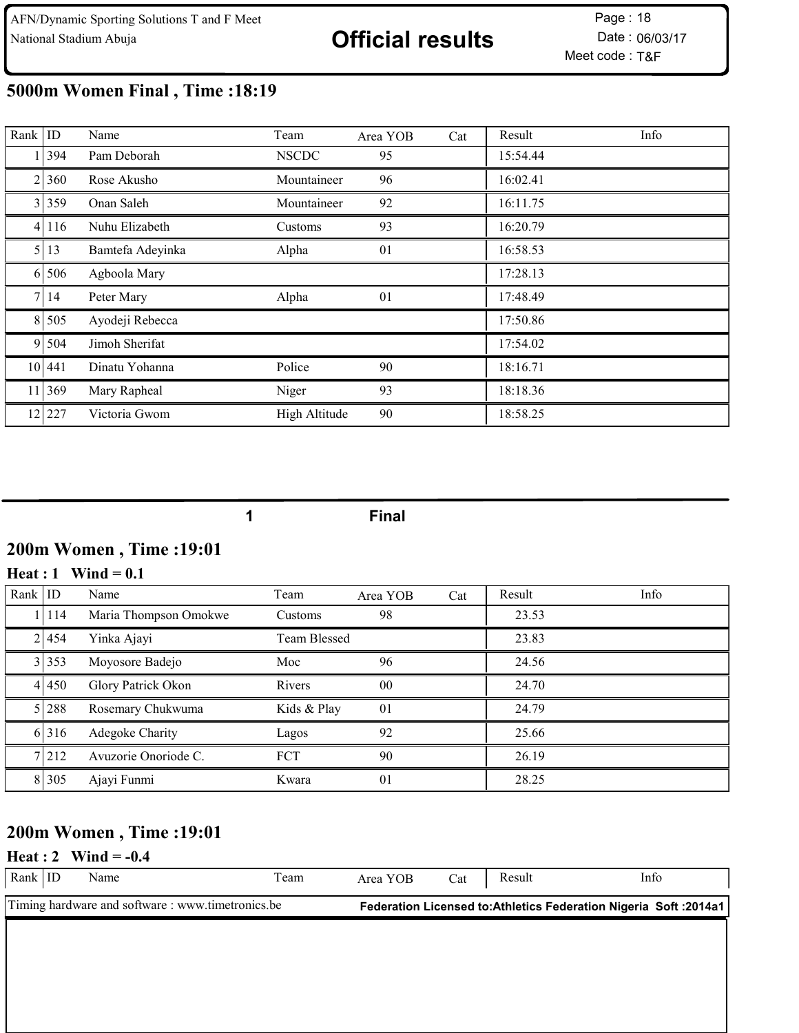## 5000m Women Final , Time :18:19

| Rank | ID | Name | Team | Area YOB | Cat | Result | Info |
|---|---|---|---|---|---|---|---|
| 1 | 394 | Pam Deborah | NSCDC | 95 | | 15:54.44 | |
| 2 | 360 | Rose Akusho | Mountaineer | 96 | | 16:02.41 | |
| 3 | 359 | Onan Saleh | Mountaineer | 92 | | 16:11.75 | |
| 4 | 116 | Nuhu Elizabeth | Customs | 93 | | 16:20.79 | |
| 5 | 13 | Bamtefa Adeyinka | Alpha | 01 | | 16:58.53 | |
| 6 | 506 | Agboola Mary | | | | 17:28.13 | |
| 7 | 14 | Peter Mary | Alpha | 01 | | 17:48.49 | |
| 8 | 505 | Ayodeji Rebecca | | | | 17:50.86 | |
| 9 | 504 | Jimoh Sherifat | | | | 17:54.02 | |
| 10 | 441 | Dinatu Yohanna | Police | 90 | | 18:16.71 | |
| 11 | 369 | Mary Rapheal | Niger | 93 | | 18:18.36 | |
| 12 | 227 | Victoria Gwom | High Altitude | 90 | | 18:58.25 | |

1 Final

## 200m Women , Time :19:01

### Heat : 1 Wind = 0.1

| Rank | ID | Name | Team | Area YOB | Cat | Result | Info |
|---|---|---|---|---|---|---|---|
| 1 | 114 | Maria Thompson Omokwe | Customs | 98 | | 23.53 | |
| 2 | 454 | Yinka Ajayi | Team Blessed | | | 23.83 | |
| 3 | 353 | Moyosore Badejo | Moc | 96 | | 24.56 | |
| 4 | 450 | Glory Patrick Okon | Rivers | 00 | | 24.70 | |
| 5 | 288 | Rosemary Chukwuma | Kids & Play | 01 | | 24.79 | |
| 6 | 316 | Adegoke Charity | Lagos | 92 | | 25.66 | |
| 7 | 212 | Avuzorie Onoriode C. | FCT | 90 | | 26.19 | |
| 8 | 305 | Ajayi Funmi | Kwara | 01 | | 28.25 | |

## 200m Women , Time :19:01

### Heat : 2 Wind = -0.4

| Rank | ID | Name | Team | Area YOB | Cat | Result | Info |
|---|---|---|---|---|---|---|---|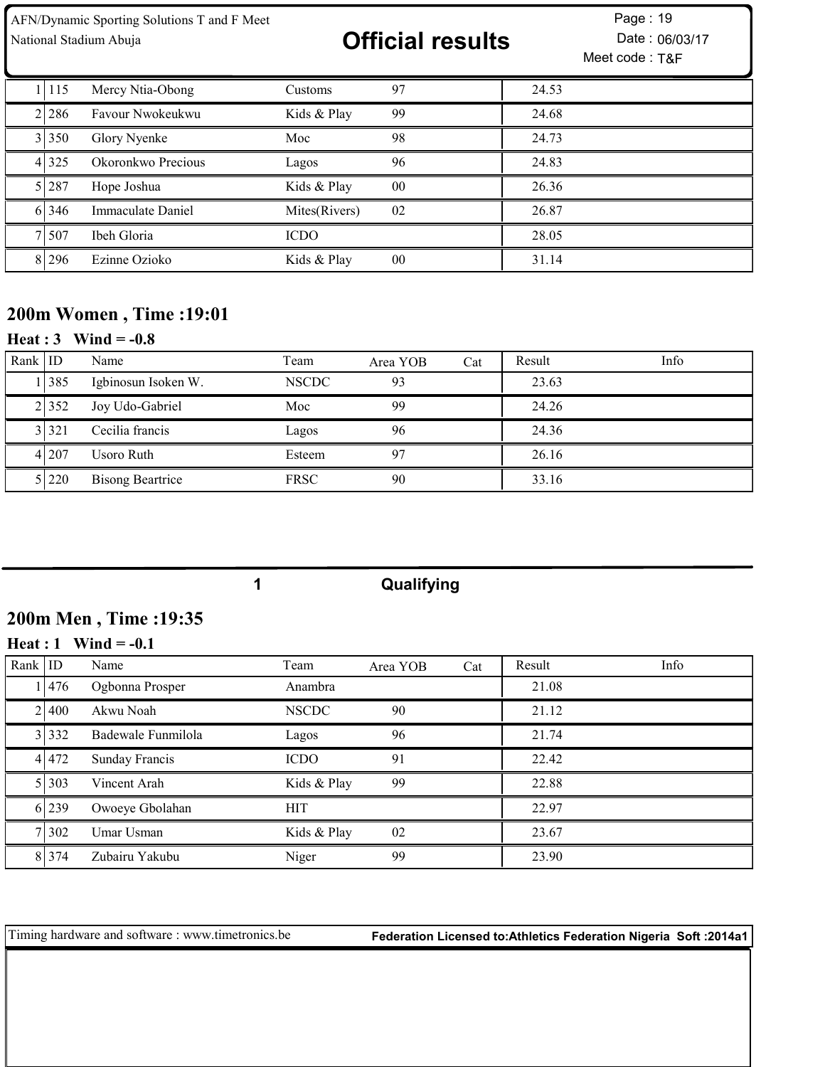| Rank | ID | Name | Team | Area YOB | Cat | Result | Info |
|---|---|---|---|---|---|---|---|
| 1 | 115 | Mercy Ntia-Obong | Customs | 97 | | 24.53 | |
| 2 | 286 | Favour Nwokeukwu | Kids & Play | 99 | | 24.68 | |
| 3 | 350 | Glory Nyenke | Moc | 98 | | 24.73 | |
| 4 | 325 | Okoronkwo Precious | Lagos | 96 | | 24.83 | |
| 5 | 287 | Hope Joshua | Kids & Play | 00 | | 26.36 | |
| 6 | 346 | Immaculate Daniel | Mites(Rivers) | 02 | | 26.87 | |
| 7 | 507 | Ibeh Gloria | ICDO | | | 28.05 | |
| 8 | 296 | Ezinne Ozioko | Kids & Play | 00 | | 31.14 | |

## 200m Women , Time :19:01

### Heat : 3 Wind = -0.8

| Rank | ID | Name | Team | Area YOB | Cat | Result | Info |
|---|---|---|---|---|---|---|---|
| 1 | 385 | Igbinosun Isoken W. | NSCDC | 93 | | 23.63 | |
| 2 | 352 | Joy Udo-Gabriel | Moc | 99 | | 24.26 | |
| 3 | 321 | Cecilia francis | Lagos | 96 | | 24.36 | |
| 4 | 207 | Usoro Ruth | Esteem | 97 | | 26.16 | |
| 5 | 220 | Bisong Beartrice | FRSC | 90 | | 33.16 | |

**1 Qualifying**

## 200m Men , Time :19:35

### Heat : 1 Wind = -0.1

| Rank | ID | Name | Team | Area YOB | Cat | Result | Info |
|---|---|---|---|---|---|---|---|
| 1 | 476 | Ogbonna Prosper | Anambra | | | 21.08 | |
| 2 | 400 | Akwu Noah | NSCDC | 90 | | 21.12 | |
| 3 | 332 | Badewale Funmilola | Lagos | 96 | | 21.74 | |
| 4 | 472 | Sunday Francis | ICDO | 91 | | 22.42 | |
| 5 | 303 | Vincent Arah | Kids & Play | 99 | | 22.88 | |
| 6 | 239 | Owoeye Gbolahan | HIT | | | 22.97 | |
| 7 | 302 | Umar Usman | Kids & Play | 02 | | 23.67 | |
| 8 | 374 | Zubairu Yakubu | Niger | 99 | | 23.90 | |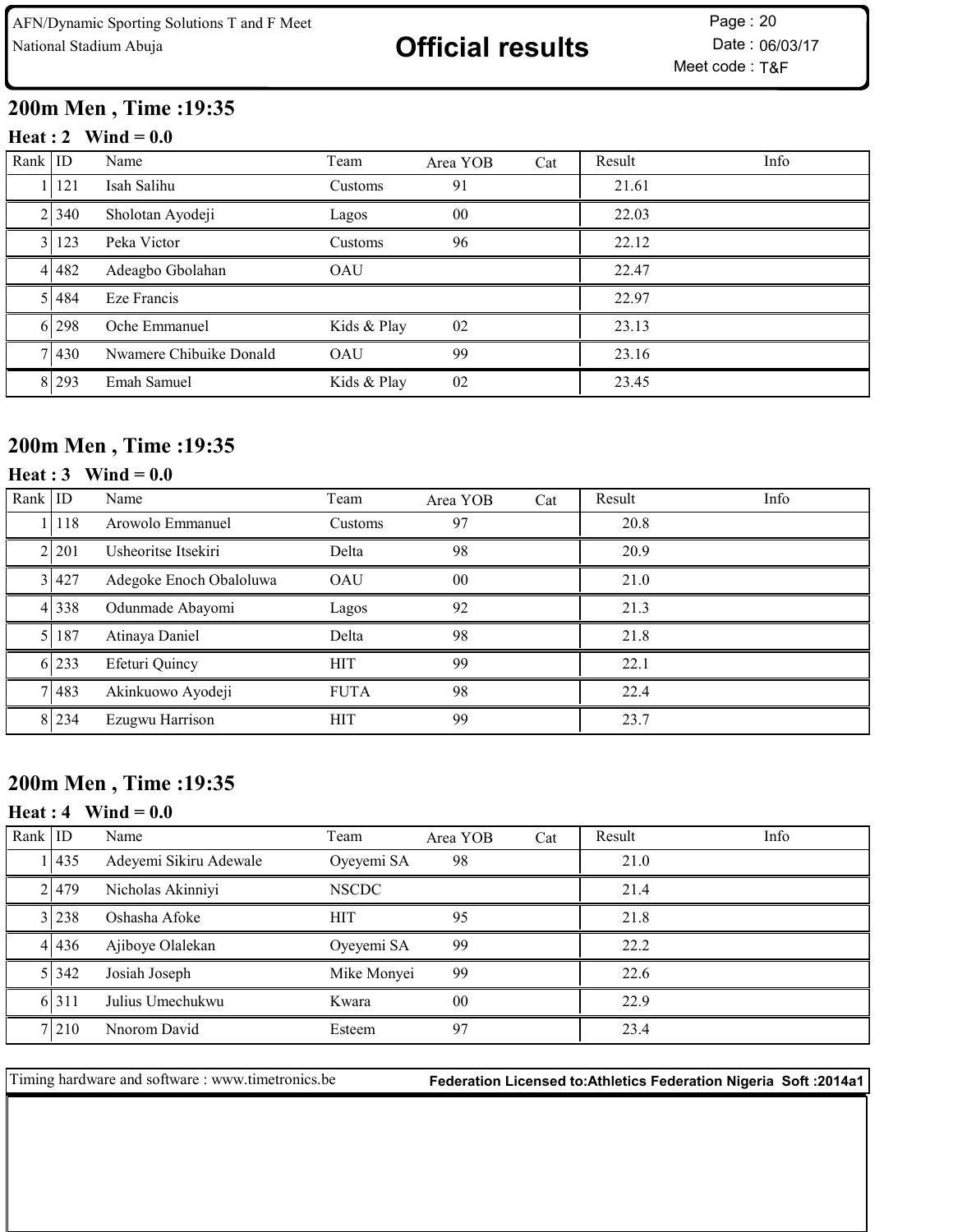## 200m Men , Time :19:35

### Heat : 2 Wind = 0.0

| Rank | ID | Name | Team | Area YOB | Cat | Result | Info |
|---|---|---|---|---|---|---|---|
| 1 | 121 | Isah Salihu | Customs | 91 | | 21.61 | |
| 2 | 340 | Sholotan Ayodeji | Lagos | 00 | | 22.03 | |
| 3 | 123 | Peka Victor | Customs | 96 | | 22.12 | |
| 4 | 482 | Adeagbo Gbolahan | OAU | | | 22.47 | |
| 5 | 484 | Eze Francis | | | | 22.97 | |
| 6 | 298 | Oche Emmanuel | Kids & Play | 02 | | 23.13 | |
| 7 | 430 | Nwamere Chibuike Donald | OAU | 99 | | 23.16 | |
| 8 | 293 | Emah Samuel | Kids & Play | 02 | | 23.45 | |

## 200m Men , Time :19:35

### Heat : 3 Wind = 0.0

| Rank | ID | Name | Team | Area YOB | Cat | Result | Info |
|---|---|---|---|---|---|---|---|
| 1 | 118 | Arowolo Emmanuel | Customs | 97 | | 20.8 | |
| 2 | 201 | Usheoritse Itsekiri | Delta | 98 | | 20.9 | |
| 3 | 427 | Adegoke Enoch Obaloluwa | OAU | 00 | | 21.0 | |
| 4 | 338 | Odunmade Abayomi | Lagos | 92 | | 21.3 | |
| 5 | 187 | Atinaya Daniel | Delta | 98 | | 21.8 | |
| 6 | 233 | Efeturi Quincy | HIT | 99 | | 22.1 | |
| 7 | 483 | Akinkuowo Ayodeji | FUTA | 98 | | 22.4 | |
| 8 | 234 | Ezugwu Harrison | HIT | 99 | | 23.7 | |

## 200m Men , Time :19:35

### Heat : 4 Wind = 0.0

| Rank | ID | Name | Team | Area YOB | Cat | Result | Info |
|---|---|---|---|---|---|---|---|
| 1 | 435 | Adeyemi Sikiru Adewale | Oyeyemi SA | 98 | | 21.0 | |
| 2 | 479 | Nicholas Akinniyi | NSCDC | | | 21.4 | |
| 3 | 238 | Oshasha Afoke | HIT | 95 | | 21.8 | |
| 4 | 436 | Ajiboye Olalekan | Oyeyemi SA | 99 | | 22.2 | |
| 5 | 342 | Josiah Joseph | Mike Monyei | 99 | | 22.6 | |
| 6 | 311 | Julius Umechukwu | Kwara | 00 | | 22.9 | |
| 7 | 210 | Nnorom David | Esteem | 97 | | 23.4 | |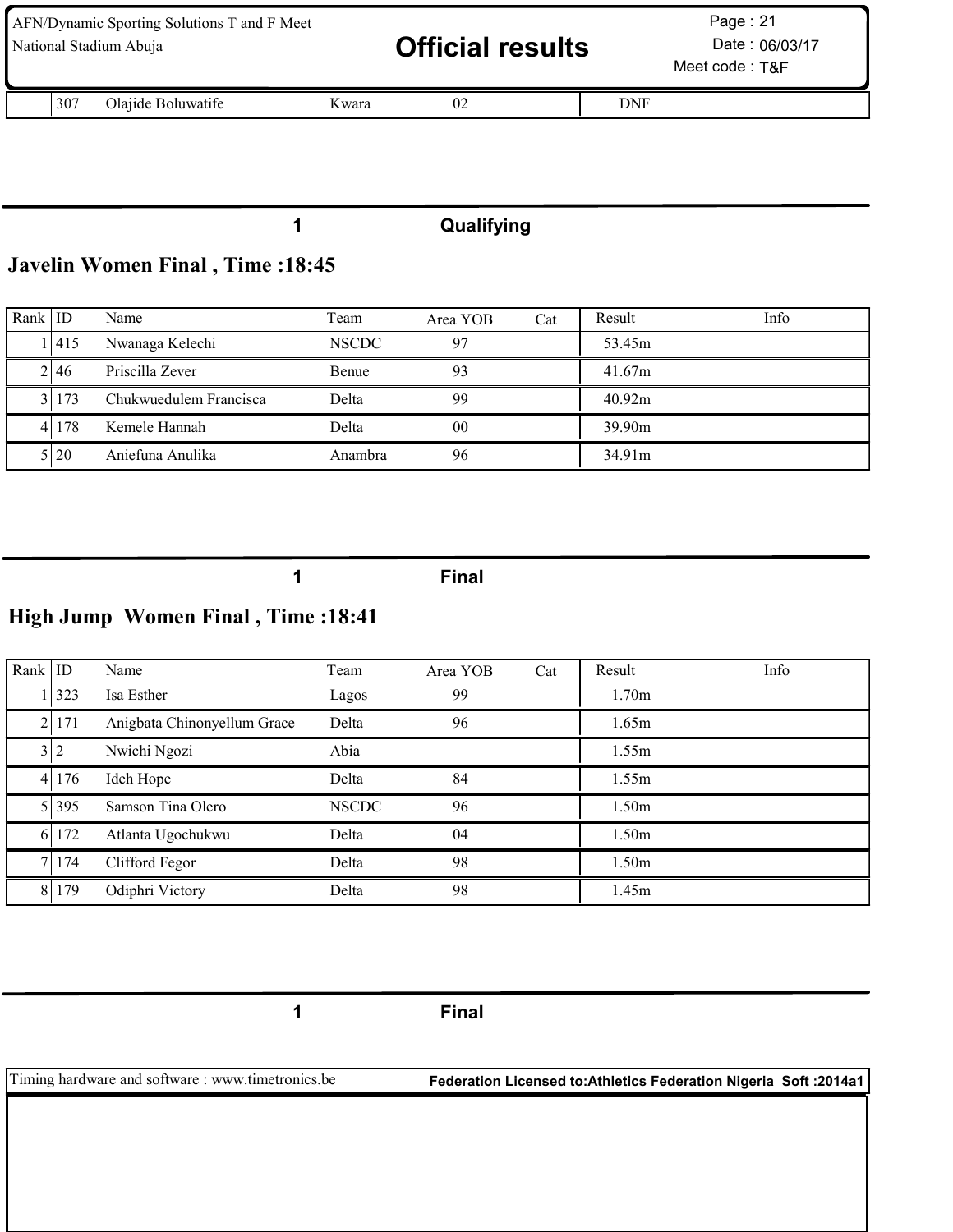| | 307 | Olajide Boluwatife | Kwara | 02 | | DNF | |
|---|---|---|---|---|---|---|---|

1 Qualifying

## Javelin Women Final , Time :18:45

| Rank | ID | Name | Team | Area YOB | Cat | Result | Info |
|---|---|---|---|---|---|---|---|
| 1 | 415 | Nwanaga Kelechi | NSCDC | 97 | | 53.45m | |
| 2 | 46 | Priscilla Zever | Benue | 93 | | 41.67m | |
| 3 | 173 | Chukwuedulem Francisca | Delta | 99 | | 40.92m | |
| 4 | 178 | Kemele Hannah | Delta | 00 | | 39.90m | |
| 5 | 20 | Aniefuna Anulika | Anambra | 96 | | 34.91m | |

1 Final

## High Jump Women Final , Time :18:41

| Rank | ID | Name | Team | Area YOB | Cat | Result | Info |
|---|---|---|---|---|---|---|---|
| 1 | 323 | Isa Esther | Lagos | 99 | | 1.70m | |
| 2 | 171 | Anigbata Chinonyellum Grace | Delta | 96 | | 1.65m | |
| 3 | 2 | Nwichi Ngozi | Abia | | | 1.55m | |
| 4 | 176 | Ideh Hope | Delta | 84 | | 1.55m | |
| 5 | 395 | Samson Tina Olero | NSCDC | 96 | | 1.50m | |
| 6 | 172 | Atlanta Ugochukwu | Delta | 04 | | 1.50m | |
| 7 | 174 | Clifford Fegor | Delta | 98 | | 1.50m | |
| 8 | 179 | Odiphri Victory | Delta | 98 | | 1.45m | |

1 Final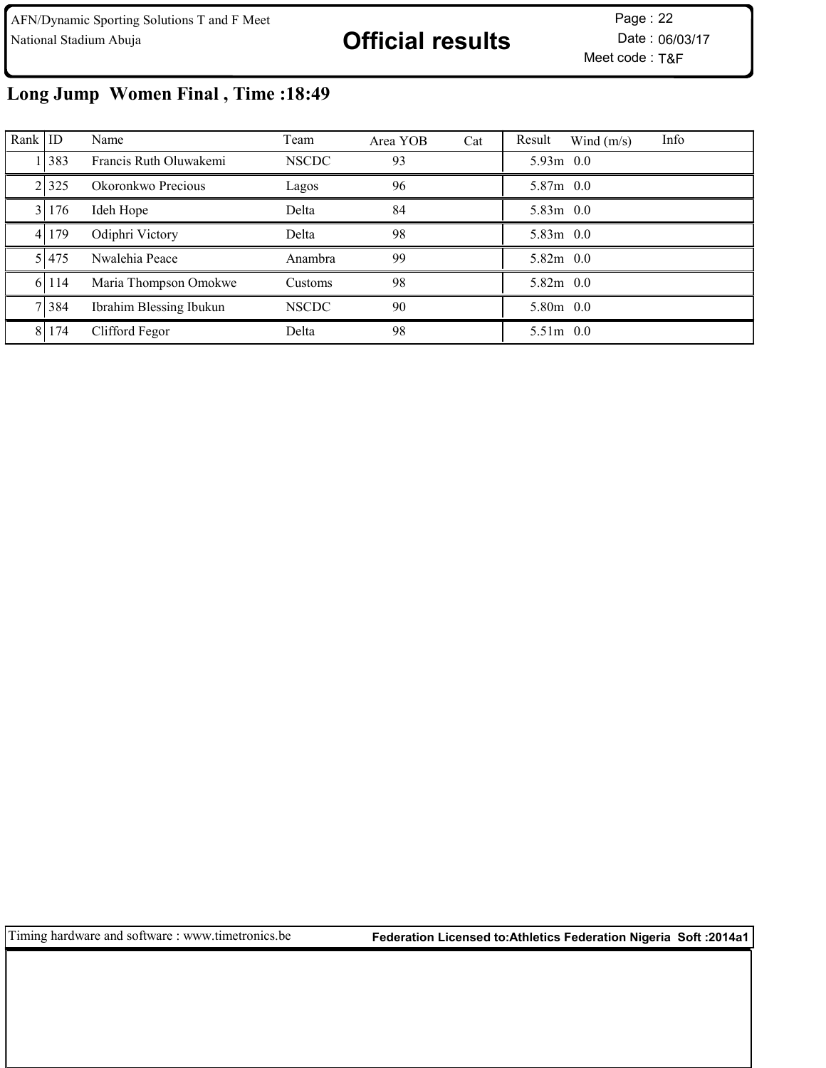# Official results

AFN/Dynamic Sporting Solutions T and F Meet
National Stadium Abuja

Date : 06/03/17
Meet code : T&F

## Long Jump Women Final , Time :18:49

| Rank | ID | Name | Team | Area YOB | Cat | Result | Wind (m/s) | Info |
|---|---|---|---|---|---|---|---|---|
| 1 | 383 | Francis Ruth Oluwakemi | NSCDC | 93 | | 5.93m | 0.0 | |
| 2 | 325 | Okoronkwo Precious | Lagos | 96 | | 5.87m | 0.0 | |
| 3 | 176 | Ideh Hope | Delta | 84 | | 5.83m | 0.0 | |
| 4 | 179 | Odiphri Victory | Delta | 98 | | 5.83m | 0.0 | |
| 5 | 475 | Nwalehia Peace | Anambra | 99 | | 5.82m | 0.0 | |
| 6 | 114 | Maria Thompson Omokwe | Customs | 98 | | 5.82m | 0.0 | |
| 7 | 384 | Ibrahim Blessing Ibukun | NSCDC | 90 | | 5.80m | 0.0 | |
| 8 | 174 | Clifford Fegor | Delta | 98 | | 5.51m | 0.0 | |

Timing hardware and software : www.timetronics.be

**Federation Licensed to:Athletics Federation Nigeria Soft :2014a1**